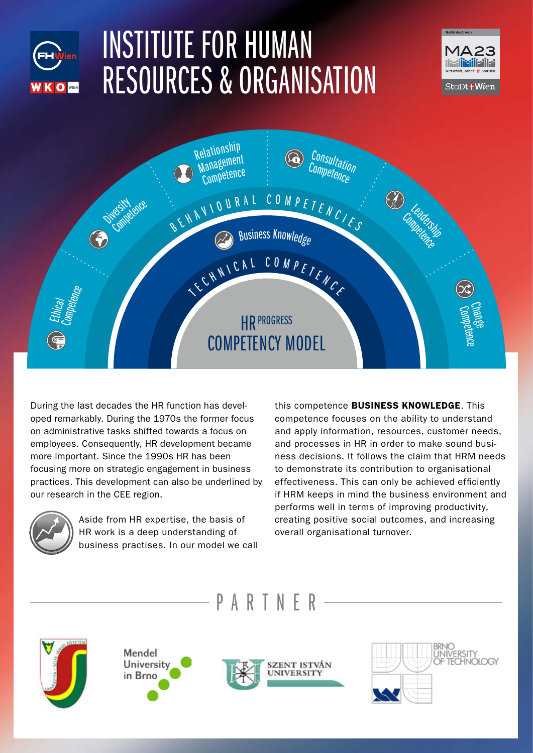# INSTITUTE FOR HUMAN RESOURCES & ORGANISATION

Gefördert von MA23 Wirtschaft, Arbeit, Statistik – Stadt Wien

Relationship Management Competence

Consultation Competence

Diversity Competence

Leadership Competence

BEHAVIOURAL COMPETENCIES

Business Knowledge

TECHNICAL COMPETENCE

Ethical Competence

Change Competence

HR PROGRESS COMPETENCY MODEL

During the last decades the HR function has developed remarkably. During the 1970s the former focus on administrative tasks shifted towards a focus on employees. Consequently, HR development became more important. Since the 1990s HR has been focusing more on strategic engagement in business practices. This development can also be underlined by our research in the CEE region.

Aside from HR expertise, the basis of HR work is a deep understanding of business practises. In our model we call this competence **BUSINESS KNOWLEDGE**. This competence focuses on the ability to understand and apply information, resources, customer needs, and processes in HR in order to make sound business decisions. It follows the claim that HRM needs to demonstrate its contribution to organisational effectiveness. This can only be achieved efficiently if HRM keeps in mind the business environment and performs well in terms of improving productivity, creating positive social outcomes, and increasing overall organisational turnover.

## PARTNER

Mendel University in Brno

SZENT ISTVÁN UNIVERSITY

BRNO UNIVERSITY OF TECHNOLOGY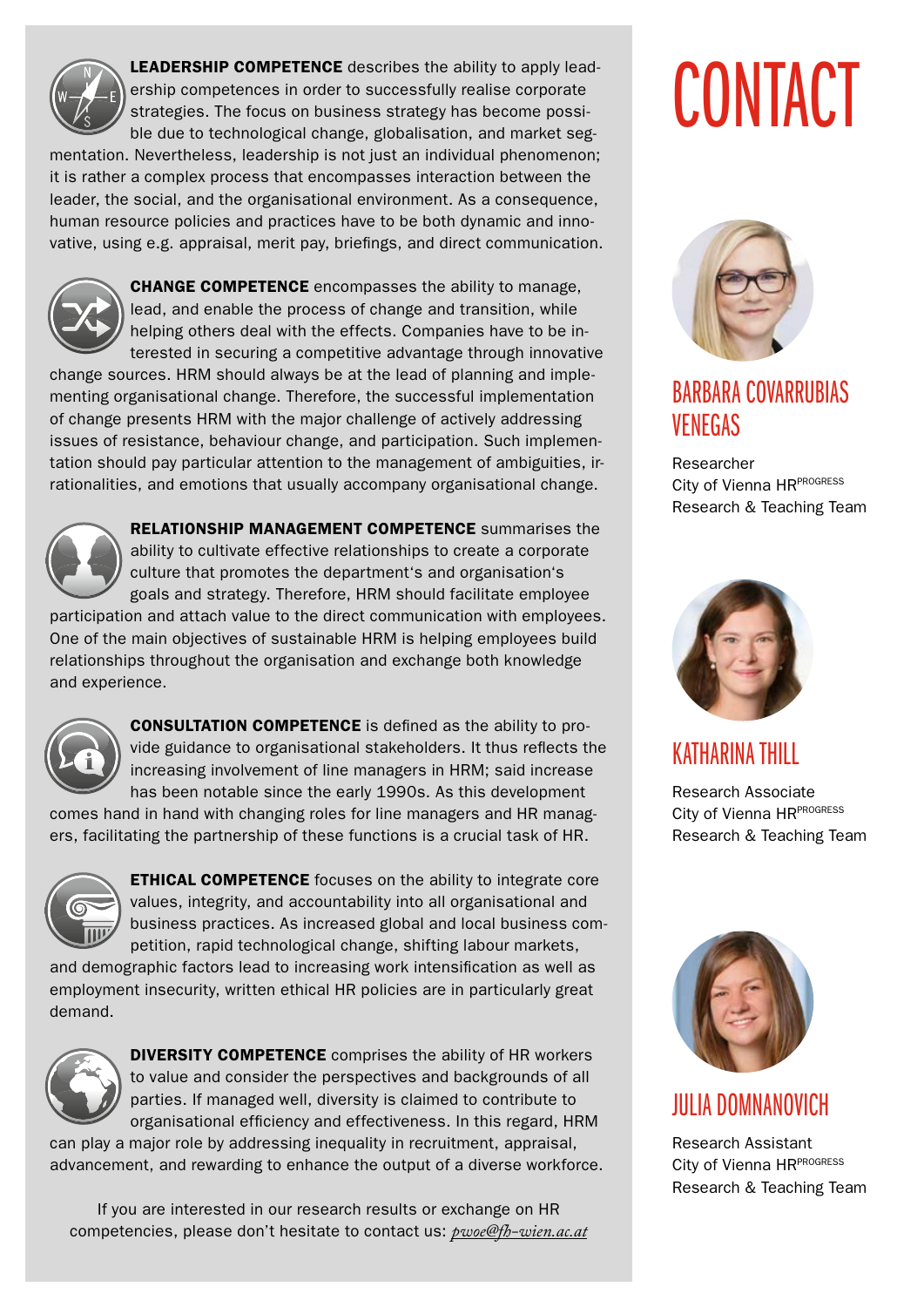**LEADERSHIP COMPETENCE** describes the ability to apply leadership competences in order to successfully realise corporate strategies. The focus on business strategy has become possible due to technological change, globalisation, and market segmentation. Nevertheless, leadership is not just an individual phenomenon; it is rather a complex process that encompasses interaction between the leader, the social, and the organisational environment. As a consequence, human resource policies and practices have to be both dynamic and innovative, using e.g. appraisal, merit pay, briefings, and direct communication.

**CHANGE COMPETENCE** encompasses the ability to manage, lead, and enable the process of change and transition, while helping others deal with the effects. Companies have to be interested in securing a competitive advantage through innovative change sources. HRM should always be at the lead of planning and implementing organisational change. Therefore, the successful implementation of change presents HRM with the major challenge of actively addressing issues of resistance, behaviour change, and participation. Such implementation should pay particular attention to the management of ambiguities, irrationalities, and emotions that usually accompany organisational change.

**RELATIONSHIP MANAGEMENT COMPETENCE** summarises the ability to cultivate effective relationships to create a corporate culture that promotes the department's and organisation's goals and strategy. Therefore, HRM should facilitate employee participation and attach value to the direct communication with employees. One of the main objectives of sustainable HRM is helping employees build relationships throughout the organisation and exchange both knowledge and experience.

**CONSULTATION COMPETENCE** is defined as the ability to provide guidance to organisational stakeholders. It thus reflects the increasing involvement of line managers in HRM; said increase has been notable since the early 1990s. As this development comes hand in hand with changing roles for line managers and HR managers, facilitating the partnership of these functions is a crucial task of HR.

**ETHICAL COMPETENCE** focuses on the ability to integrate core values, integrity, and accountability into all organisational and business practices. As increased global and local business competition, rapid technological change, shifting labour markets, and demographic factors lead to increasing work intensification as well as employment insecurity, written ethical HR policies are in particularly great demand.

**DIVERSITY COMPETENCE** comprises the ability of HR workers to value and consider the perspectives and backgrounds of all parties. If managed well, diversity is claimed to contribute to organisational efficiency and effectiveness. In this regard, HRM can play a major role by addressing inequality in recruitment, appraisal, advancement, and rewarding to enhance the output of a diverse workforce.

If you are interested in our research results or exchange on HR competencies, please don't hesitate to contact us: *pwoe@fh-wien.ac.at*

# CONTACT

## BARBARA COVARRUBIAS VENEGAS

Researcher
City of Vienna HR[PROGRESS]
Research & Teaching Team

## KATHARINA THILL

Research Associate
City of Vienna HR[PROGRESS]
Research & Teaching Team

## JULIA DOMNANOVICH

Research Assistant
City of Vienna HR[PROGRESS]
Research & Teaching Team